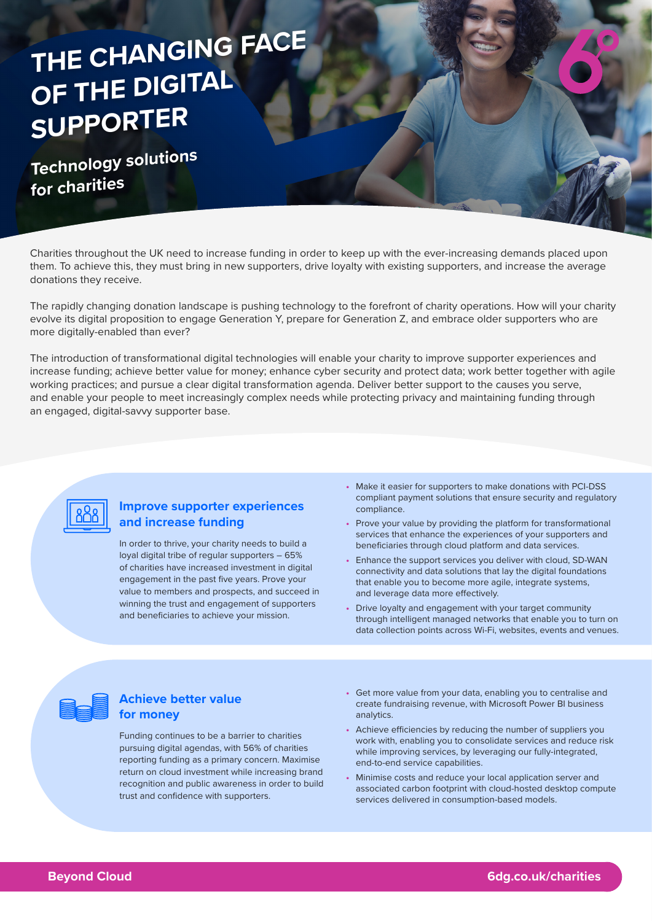# THE CHANGING FACE OF THE DIGITAL SUPPORTER

## Technology solutions for charities

Charities throughout the UK need to increase funding in order to keep up with the ever-increasing demands placed upon them. To achieve this, they must bring in new supporters, drive loyalty with existing supporters, and increase the average donations they receive.

The rapidly changing donation landscape is pushing technology to the forefront of charity operations. How will your charity evolve its digital proposition to engage Generation Y, prepare for Generation Z, and embrace older supporters who are more digitally-enabled than ever?

The introduction of transformational digital technologies will enable your charity to improve supporter experiences and increase funding; achieve better value for money; enhance cyber security and protect data; work better together with agile working practices; and pursue a clear digital transformation agenda. Deliver better support to the causes you serve, and enable your people to meet increasingly complex needs while protecting privacy and maintaining funding through an engaged, digital-savvy supporter base.

### Improve supporter experiences and increase funding

In order to thrive, your charity needs to build a loyal digital tribe of regular supporters – 65% of charities have increased investment in digital engagement in the past five years. Prove your value to members and prospects, and succeed in winning the trust and engagement of supporters and beneficiaries to achieve your mission.

- Make it easier for supporters to make donations with PCI-DSS compliant payment solutions that ensure security and regulatory compliance.
- Prove your value by providing the platform for transformational services that enhance the experiences of your supporters and beneficiaries through cloud platform and data services.
- Enhance the support services you deliver with cloud, SD-WAN connectivity and data solutions that lay the digital foundations that enable you to become more agile, integrate systems, and leverage data more effectively.
- Drive loyalty and engagement with your target community through intelligent managed networks that enable you to turn on data collection points across Wi-Fi, websites, events and venues.

### Achieve better value for money

Funding continues to be a barrier to charities pursuing digital agendas, with 56% of charities reporting funding as a primary concern. Maximise return on cloud investment while increasing brand recognition and public awareness in order to build trust and confidence with supporters.

- Get more value from your data, enabling you to centralise and create fundraising revenue, with Microsoft Power BI business analytics.
- Achieve efficiencies by reducing the number of suppliers you work with, enabling you to consolidate services and reduce risk while improving services, by leveraging our fully-integrated, end-to-end service capabilities.
- Minimise costs and reduce your local application server and associated carbon footprint with cloud-hosted desktop compute services delivered in consumption-based models.

**Beyond Cloud** | **6dg.co.uk/charities**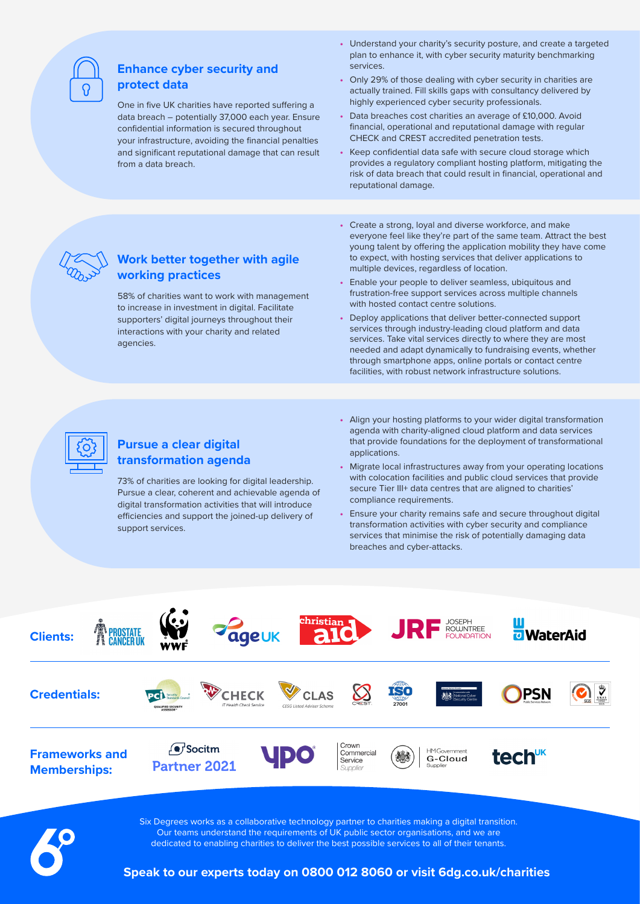## Enhance cyber security and protect data

One in five UK charities have reported suffering a data breach – potentially 37,000 each year. Ensure confidential information is secured throughout your infrastructure, avoiding the financial penalties and significant reputational damage that can result from a data breach.

- Understand your charity's security posture, and create a targeted plan to enhance it, with cyber security maturity benchmarking services.
- Only 29% of those dealing with cyber security in charities are actually trained. Fill skills gaps with consultancy delivered by highly experienced cyber security professionals.
- Data breaches cost charities an average of £10,000. Avoid financial, operational and reputational damage with regular CHECK and CREST accredited penetration tests.
- Keep confidential data safe with secure cloud storage which provides a regulatory compliant hosting platform, mitigating the risk of data breach that could result in financial, operational and reputational damage.

## Work better together with agile working practices

58% of charities want to work with management to increase in investment in digital. Facilitate supporters' digital journeys throughout their interactions with your charity and related agencies.

- Create a strong, loyal and diverse workforce, and make everyone feel like they're part of the same team. Attract the best young talent by offering the application mobility they have come to expect, with hosting services that deliver applications to multiple devices, regardless of location.
- Enable your people to deliver seamless, ubiquitous and frustration-free support services across multiple channels with hosted contact centre solutions.
- Deploy applications that deliver better-connected support services through industry-leading cloud platform and data services. Take vital services directly to where they are most needed and adapt dynamically to fundraising events, whether through smartphone apps, online portals or contact centre facilities, with robust network infrastructure solutions.

## Pursue a clear digital transformation agenda

73% of charities are looking for digital leadership. Pursue a clear, coherent and achievable agenda of digital transformation activities that will introduce efficiencies and support the joined-up delivery of support services.

- Align your hosting platforms to your wider digital transformation agenda with charity-aligned cloud platform and data services that provide foundations for the deployment of transformational applications.
- Migrate local infrastructures away from your operating locations with colocation facilities and public cloud services that provide secure Tier III+ data centres that are aligned to charities' compliance requirements.
- Ensure your charity remains safe and secure throughout digital transformation activities with cyber security and compliance services that minimise the risk of potentially damaging data breaches and cyber-attacks.

**Clients:** Prostate Cancer UK, WWF, Age UK, Christian Aid, JRF Joseph Rowntree Foundation, WaterAid

**Credentials:** PCI Security Standards Council Qualified Security Assessor, CHECK IT Health Check Service, CLAS CESG Listed Adviser Scheme, CREST, ISO 27001, National Cyber Security Centre, PSN Public Services Network, SGS UKAS

**Frameworks and Memberships:** Socitm Partner 2021, YPO, Crown Commercial Service Supplier, HM Government G-Cloud Supplier, techUK

Six Degrees works as a collaborative technology partner to charities making a digital transition. Our teams understand the requirements of UK public sector organisations, and we are dedicated to enabling charities to deliver the best possible services to all of their tenants.

**Speak to our experts today on 0800 012 8060 or visit 6dg.co.uk/charities**